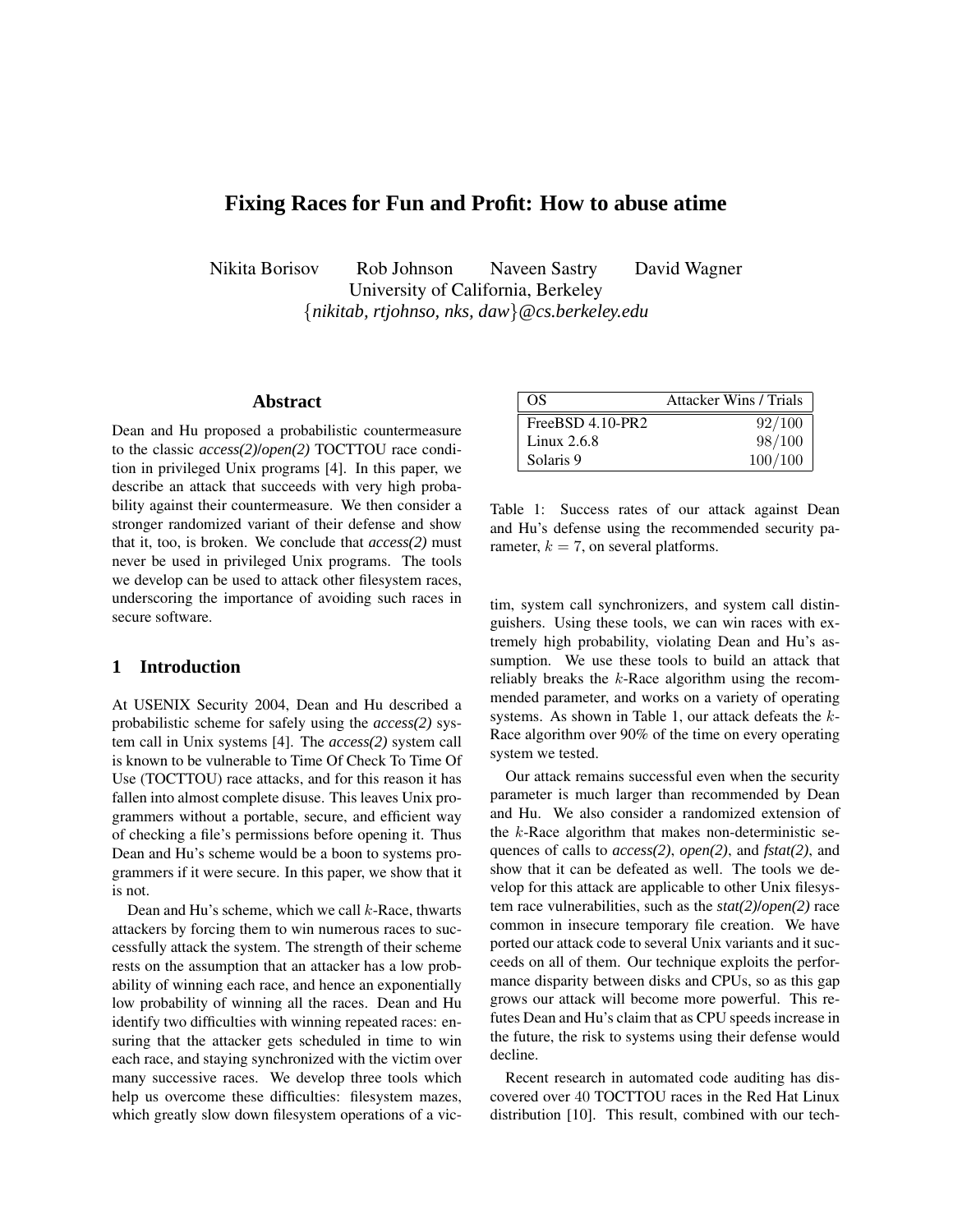# Fixing Races for Fun and Profit: How to abuse atime

Nikita Borisov Rob Johnson Naveen Sastry David Wagner
University of California, Berkeley
{*nikitab, rtjohnso, nks, daw*}*@cs.berkeley.edu*

## Abstract

Dean and Hu proposed a probabilistic countermeasure to the classic *access(2)*/*open(2)* TOCTTOU race condition in privileged Unix programs [4]. In this paper, we describe an attack that succeeds with very high probability against their countermeasure. We then consider a stronger randomized variant of their defense and show that it, too, is broken. We conclude that *access(2)* must never be used in privileged Unix programs. The tools we develop can be used to attack other filesystem races, underscoring the importance of avoiding such races in secure software.

## 1 Introduction

At USENIX Security 2004, Dean and Hu described a probabilistic scheme for safely using the *access(2)* system call in Unix systems [4]. The *access(2)* system call is known to be vulnerable to Time Of Check To Time Of Use (TOCTTOU) race attacks, and for this reason it has fallen into almost complete disuse. This leaves Unix programmers without a portable, secure, and efficient way of checking a file's permissions before opening it. Thus Dean and Hu's scheme would be a boon to systems programmers if it were secure. In this paper, we show that it is not.

Dean and Hu's scheme, which we call $k$-Race, thwarts attackers by forcing them to win numerous races to successfully attack the system. The strength of their scheme rests on the assumption that an attacker has a low probability of winning each race, and hence an exponentially low probability of winning all the races. Dean and Hu identify two difficulties with winning repeated races: ensuring that the attacker gets scheduled in time to win each race, and staying synchronized with the victim over many successive races. We develop three tools which help us overcome these difficulties: filesystem mazes, which greatly slow down filesystem operations of a victim, system call synchronizers, and system call distinguishers. Using these tools, we can win races with extremely high probability, violating Dean and Hu's assumption. We use these tools to build an attack that reliably breaks the $k$-Race algorithm using the recommended parameter, and works on a variety of operating systems. As shown in Table 1, our attack defeats the $k$-Race algorithm over 90% of the time on every operating system we tested.

| OS | Attacker Wins / Trials |
|---|---|
| FreeBSD 4.10-PR2 | 92/100 |
| Linux 2.6.8 | 98/100 |
| Solaris 9 | 100/100 |

Table 1: Success rates of our attack against Dean and Hu's defense using the recommended security parameter, $k = 7$, on several platforms.

Our attack remains successful even when the security parameter is much larger than recommended by Dean and Hu. We also consider a randomized extension of the $k$-Race algorithm that makes non-deterministic sequences of calls to *access(2)*, *open(2)*, and *fstat(2)*, and show that it can be defeated as well. The tools we develop for this attack are applicable to other Unix filesystem race vulnerabilities, such as the *stat(2)*/*open(2)* race common in insecure temporary file creation. We have ported our attack code to several Unix variants and it succeeds on all of them. Our technique exploits the performance disparity between disks and CPUs, so as this gap grows our attack will become more powerful. This refutes Dean and Hu's claim that as CPU speeds increase in the future, the risk to systems using their defense would decline.

Recent research in automated code auditing has discovered over 40 TOCTTOU races in the Red Hat Linux distribution [10]. This result, combined with our tech-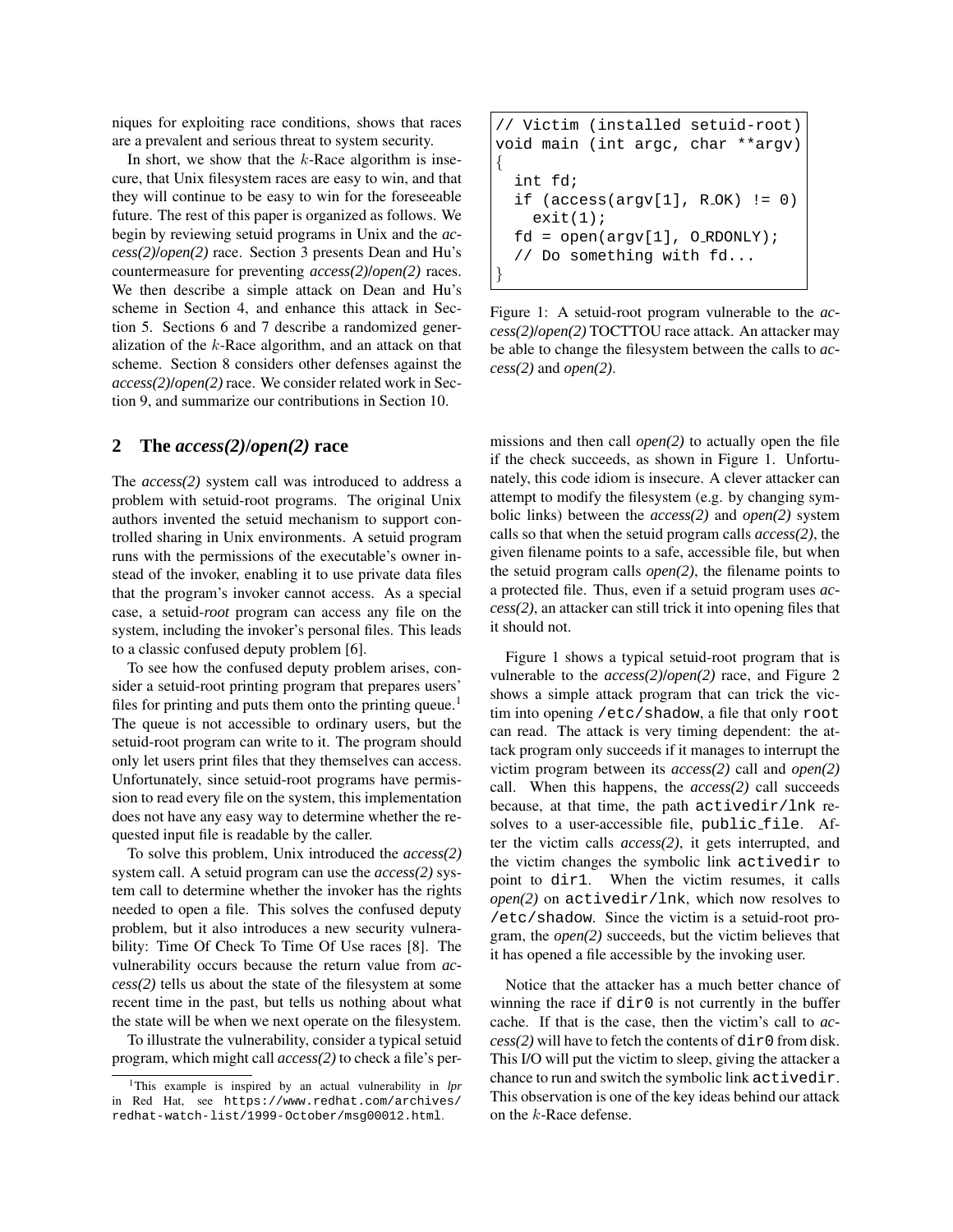niques for exploiting race conditions, shows that races are a prevalent and serious threat to system security.

In short, we show that the $k$-Race algorithm is insecure, that Unix filesystem races are easy to win, and that they will continue to be easy to win for the foreseeable future. The rest of this paper is organized as follows. We begin by reviewing setuid programs in Unix and the *access(2)*/*open(2)* race. Section 3 presents Dean and Hu's countermeasure for preventing *access(2)*/*open(2)* races. We then describe a simple attack on Dean and Hu's scheme in Section 4, and enhance this attack in Section 5. Sections 6 and 7 describe a randomized generalization of the $k$-Race algorithm, and an attack on that scheme. Section 8 considers other defenses against the *access(2)*/*open(2)* race. We consider related work in Section 9, and summarize our contributions in Section 10.

## 2 The *access(2)*/*open(2)* race

The *access(2)* system call was introduced to address a problem with setuid-root programs. The original Unix authors invented the setuid mechanism to support controlled sharing in Unix environments. A setuid program runs with the permissions of the executable's owner instead of the invoker, enabling it to use private data files that the program's invoker cannot access. As a special case, a setuid-*root* program can access any file on the system, including the invoker's personal files. This leads to a classic confused deputy problem [6].

To see how the confused deputy problem arises, consider a setuid-root printing program that prepares users' files for printing and puts them onto the printing queue.[1] The queue is not accessible to ordinary users, but the setuid-root program can write to it. The program should only let users print files that they themselves can access. Unfortunately, since setuid-root programs have permission to read every file on the system, this implementation does not have any easy way to determine whether the requested input file is readable by the caller.

To solve this problem, Unix introduced the *access(2)* system call. A setuid program can use the *access(2)* system call to determine whether the invoker has the rights needed to open a file. This solves the confused deputy problem, but it also introduces a new security vulnerability: Time Of Check To Time Of Use races [8]. The vulnerability occurs because the return value from *access(2)* tells us about the state of the filesystem at some recent time in the past, but tells us nothing about what the state will be when we next operate on the filesystem.

To illustrate the vulnerability, consider a typical setuid program, which might call *access(2)* to check a file's permissions and then call *open(2)* to actually open the file if the check succeeds, as shown in Figure 1. Unfortunately, this code idiom is insecure. A clever attacker can attempt to modify the filesystem (e.g. by changing symbolic links) between the *access(2)* and *open(2)* system calls so that when the setuid program calls *access(2)*, the given filename points to a safe, accessible file, but when the setuid program calls *open(2)*, the filename points to a protected file. Thus, even if a setuid program uses *access(2)*, an attacker can still trick it into opening files that it should not.

```
// Victim (installed setuid-root)
void main (int argc, char **argv)
{
  int fd;
  if (access(argv[1], R_OK) != 0)
    exit(1);
  fd = open(argv[1], O_RDONLY);
  // Do something with fd...
}
```

Figure 1: A setuid-root program vulnerable to the *access(2)*/*open(2)* TOCTTOU race attack. An attacker may be able to change the filesystem between the calls to *access(2)* and *open(2)*.

Figure 1 shows a typical setuid-root program that is vulnerable to the *access(2)*/*open(2)* race, and Figure 2 shows a simple attack program that can trick the victim into opening `/etc/shadow`, a file that only `root` can read. The attack is very timing dependent: the attack program only succeeds if it manages to interrupt the victim program between its *access(2)* call and *open(2)* call. When this happens, the *access(2)* call succeeds because, at that time, the path `activedir/lnk` resolves to a user-accessible file, `public_file`. After the victim calls *access(2)*, it gets interrupted, and the victim changes the symbolic link `activedir` to point to `dir1`. When the victim resumes, it calls *open(2)* on `activedir/lnk`, which now resolves to `/etc/shadow`. Since the victim is a setuid-root program, the *open(2)* succeeds, but the victim believes that it has opened a file accessible by the invoking user.

Notice that the attacker has a much better chance of winning the race if `dir0` is not currently in the buffer cache. If that is the case, then the victim's call to *access(2)* will have to fetch the contents of `dir0` from disk. This I/O will put the victim to sleep, giving the attacker a chance to run and switch the symbolic link `activedir`. This observation is one of the key ideas behind our attack on the $k$-Race defense.

[1] This example is inspired by an actual vulnerability in *lpr* in Red Hat, see `https://www.redhat.com/archives/redhat-watch-list/1999-October/msg00012.html`.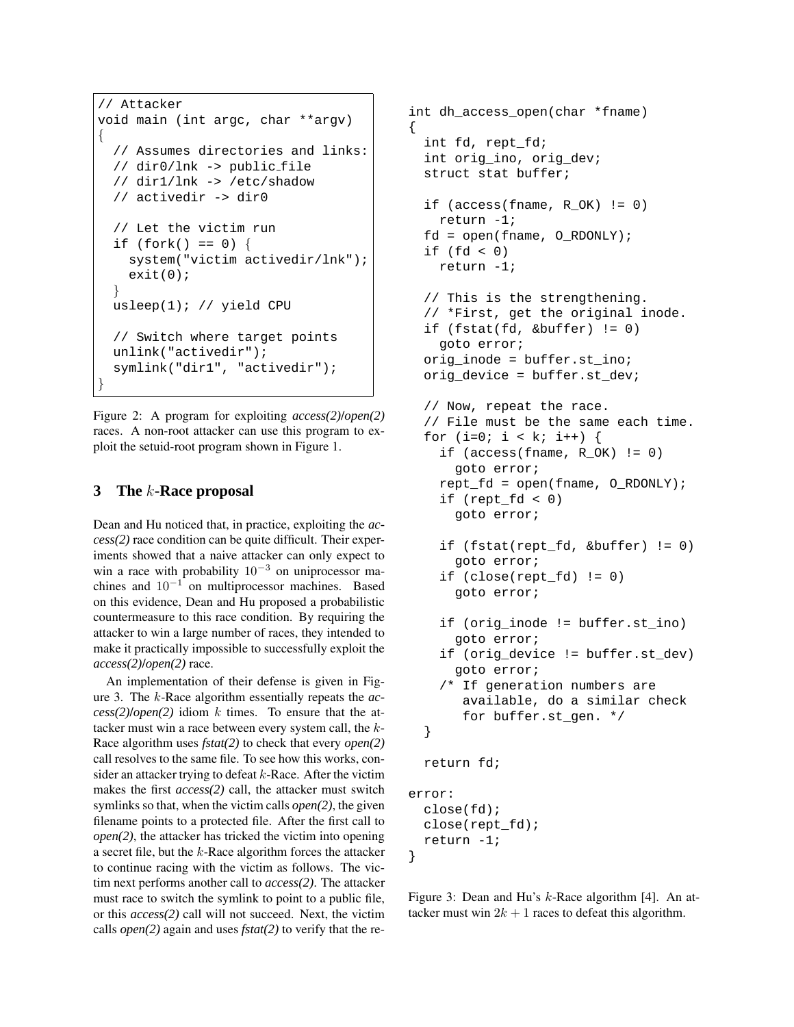```
// Attacker
void main (int argc, char **argv)
{
  // Assumes directories and links:
  // dir0/lnk -> public_file
  // dir1/lnk -> /etc/shadow
  // activedir -> dir0

  // Let the victim run
  if (fork() == 0) {
    system("victim activedir/lnk");
    exit(0);
  }
  usleep(1); // yield CPU

  // Switch where target points
  unlink("activedir");
  symlink("dir1", "activedir");
}
```

Figure 2: A program for exploiting *access(2)*/*open(2)* races. A non-root attacker can use this program to exploit the setuid-root program shown in Figure 1.

## 3 The $k$-Race proposal

Dean and Hu noticed that, in practice, exploiting the *access(2)* race condition can be quite difficult. Their experiments showed that a naive attacker can only expect to win a race with probability $10^{-3}$ on uniprocessor machines and $10^{-1}$ on multiprocessor machines. Based on this evidence, Dean and Hu proposed a probabilistic countermeasure to this race condition. By requiring the attacker to win a large number of races, they intended to make it practically impossible to successfully exploit the *access(2)*/*open(2)* race.

An implementation of their defense is given in Figure 3. The $k$-Race algorithm essentially repeats the *access(2)*/*open(2)* idiom $k$ times. To ensure that the attacker must win a race between every system call, the $k$-Race algorithm uses *fstat(2)* to check that every *open(2)* call resolves to the same file. To see how this works, consider an attacker trying to defeat $k$-Race. After the victim makes the first *access(2)* call, the attacker must switch symlinks so that, when the victim calls *open(2)*, the given filename points to a protected file. After the first call to *open(2)*, the attacker has tricked the victim into opening a secret file, but the $k$-Race algorithm forces the attacker to continue racing with the victim as follows. The victim next performs another call to *access(2)*. The attacker must race to switch the symlink to point to a public file, or this *access(2)* call will not succeed. Next, the victim calls *open(2)* again and uses *fstat(2)* to verify that the re-

```
int dh_access_open(char *fname)
{
  int fd, rept_fd;
  int orig_ino, orig_dev;
  struct stat buffer;

  if (access(fname, R_OK) != 0)
    return -1;
  fd = open(fname, O_RDONLY);
  if (fd < 0)
    return -1;

  // This is the strengthening.
  // *First, get the original inode.
  if (fstat(fd, &buffer) != 0)
    goto error;
  orig_inode = buffer.st_ino;
  orig_device = buffer.st_dev;

  // Now, repeat the race.
  // File must be the same each time.
  for (i=0; i < k; i++) {
    if (access(fname, R_OK) != 0)
      goto error;
    rept_fd = open(fname, O_RDONLY);
    if (rept_fd < 0)
      goto error;

    if (fstat(rept_fd, &buffer) != 0)
      goto error;
    if (close(rept_fd) != 0)
      goto error;

    if (orig_inode != buffer.st_ino)
      goto error;
    if (orig_device != buffer.st_dev)
      goto error;
    /* If generation numbers are
       available, do a similar check
       for buffer.st_gen. */
  }

  return fd;

error:
  close(fd);
  close(rept_fd);
  return -1;
}
```

Figure 3: Dean and Hu's $k$-Race algorithm [4]. An attacker must win $2k + 1$ races to defeat this algorithm.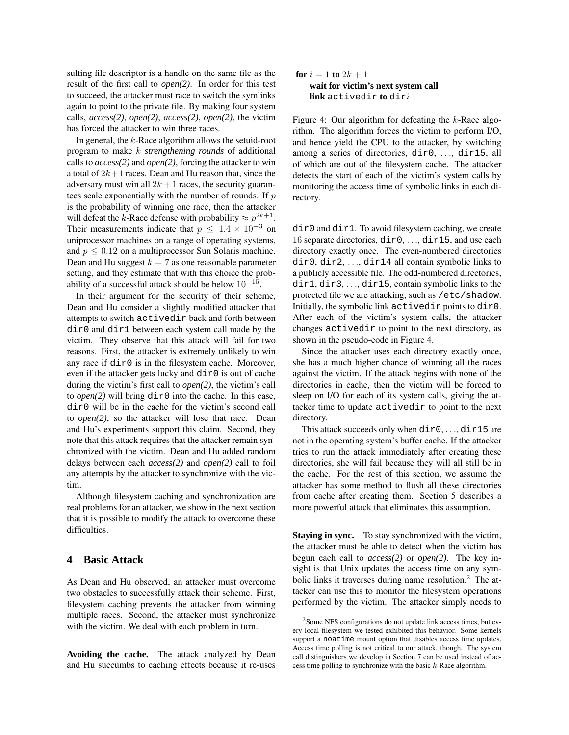sulting file descriptor is a handle on the same file as the result of the first call to *open(2)*. In order for this test to succeed, the attacker must race to switch the symlinks again to point to the private file. By making four system calls, *access(2)*, *open(2)*, *access(2)*, *open(2)*, the victim has forced the attacker to win three races.

In general, the $k$-Race algorithm allows the setuid-root program to make $k$ *strengthening rounds* of additional calls to *access(2)* and *open(2)*, forcing the attacker to win a total of $2k+1$ races. Dean and Hu reason that, since the adversary must win all $2k+1$ races, the security guarantees scale exponentially with the number of rounds. If $p$ is the probability of winning one race, then the attacker will defeat the $k$-Race defense with probability $\approx p^{2k+1}$. Their measurements indicate that $p \leq 1.4 \times 10^{-3}$ on uniprocessor machines on a range of operating systems, and $p \leq 0.12$ on a multiprocessor Sun Solaris machine. Dean and Hu suggest $k = 7$ as one reasonable parameter setting, and they estimate that with this choice the probability of a successful attack should be below $10^{-15}$.

In their argument for the security of their scheme, Dean and Hu consider a slightly modified attacker that attempts to switch `activedir` back and forth between `dir0` and `dir1` between each system call made by the victim. They observe that this attack will fail for two reasons. First, the attacker is extremely unlikely to win any race if `dir0` is in the filesystem cache. Moreover, even if the attacker gets lucky and `dir0` is out of cache during the victim's first call to *open(2)*, the victim's call to *open(2)* will bring `dir0` into the cache. In this case, `dir0` will be in the cache for the victim's second call to *open(2)*, so the attacker will lose that race. Dean and Hu's experiments support this claim. Second, they note that this attack requires that the attacker remain synchronized with the victim. Dean and Hu added random delays between each *access(2)* and *open(2)* call to foil any attempts by the attacker to synchronize with the victim.

Although filesystem caching and synchronization are real problems for an attacker, we show in the next section that it is possible to modify the attack to overcome these difficulties.

## 4 Basic Attack

As Dean and Hu observed, an attacker must overcome two obstacles to successfully attack their scheme. First, filesystem caching prevents the attacker from winning multiple races. Second, the attacker must synchronize with the victim. We deal with each problem in turn.

**Avoiding the cache.** The attack analyzed by Dean and Hu succumbs to caching effects because it re-uses `dir0` and `dir1`. To avoid filesystem caching, we create 16 separate directories, `dir0`, ..., `dir15`, and use each directory exactly once. The even-numbered directories `dir0`, `dir2`, ..., `dir14` all contain symbolic links to a publicly accessible file. The odd-numbered directories, `dir1`, `dir3`, ..., `dir15`, contain symbolic links to the protected file we are attacking, such as `/etc/shadow`. Initially, the symbolic link `activedir` points to `dir0`. After each of the victim's system calls, the attacker changes `activedir` to point to the next directory, as shown in the pseudo-code in Figure 4.

```
for i = 1 to 2k + 1
    wait for victim's next system call
    link activedir to diri
```

Figure 4: Our algorithm for defeating the $k$-Race algorithm. The algorithm forces the victim to perform I/O, and hence yield the CPU to the attacker, by switching among a series of directories, `dir0`, ..., `dir15`, all of which are out of the filesystem cache. The attacker detects the start of each of the victim's system calls by monitoring the access time of symbolic links in each directory.

Since the attacker uses each directory exactly once, she has a much higher chance of winning all the races against the victim. If the attack begins with none of the directories in cache, then the victim will be forced to sleep on I/O for each of its system calls, giving the attacker time to update `activedir` to point to the next directory.

This attack succeeds only when `dir0`, ..., `dir15` are not in the operating system's buffer cache. If the attacker tries to run the attack immediately after creating these directories, she will fail because they will all still be in the cache. For the rest of this section, we assume the attacker has some method to flush all these directories from cache after creating them. Section 5 describes a more powerful attack that eliminates this assumption.

**Staying in sync.** To stay synchronized with the victim, the attacker must be able to detect when the victim has begun each call to *access(2)* or *open(2)*. The key insight is that Unix updates the access time on any symbolic links it traverses during name resolution.[2] The attacker can use this to monitor the filesystem operations performed by the victim. The attacker simply needs to

[2] Some NFS configurations do not update link access times, but every local filesystem we tested exhibited this behavior. Some kernels support a `noatime` mount option that disables access time updates. Access time polling is not critical to our attack, though. The system call distinguishers we develop in Section 7 can be used instead of access time polling to synchronize with the basic $k$-Race algorithm.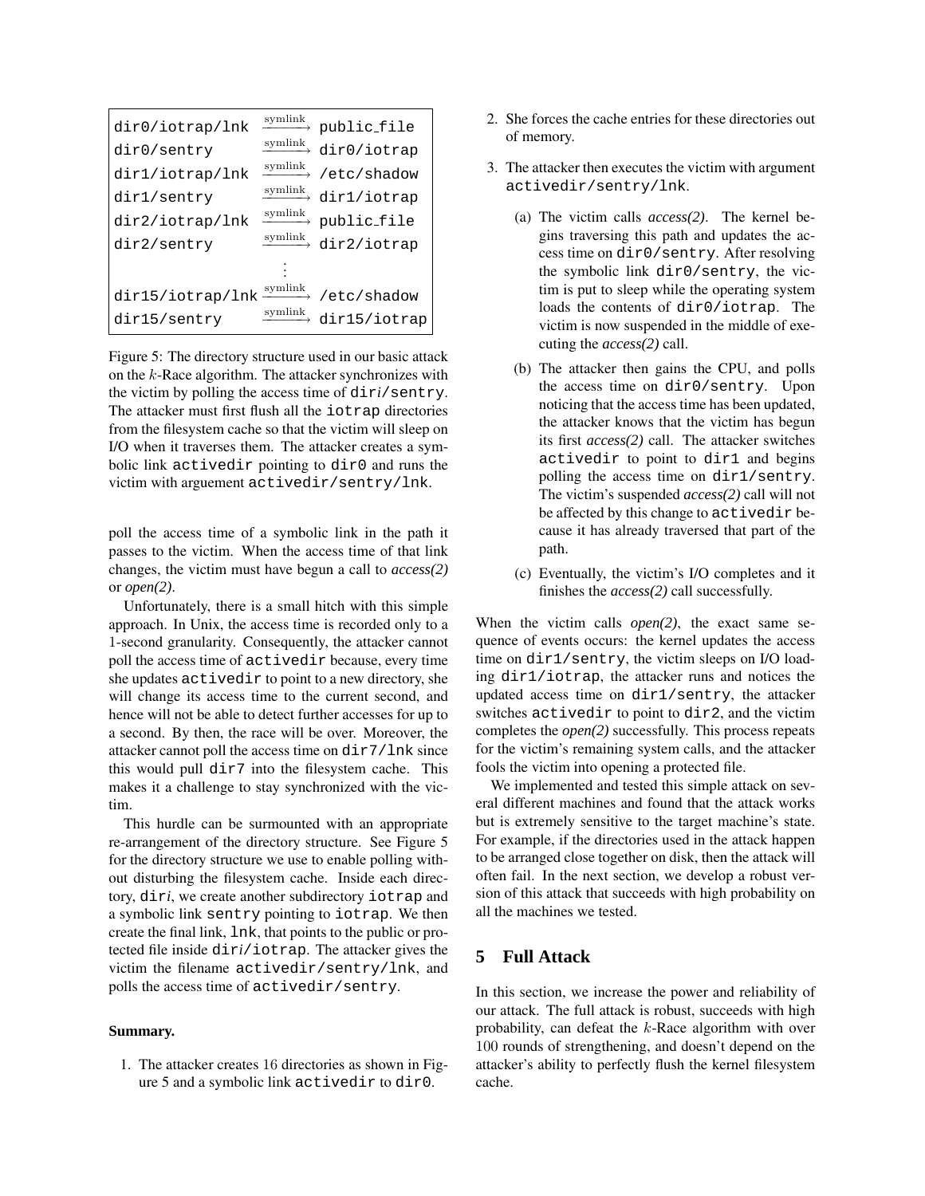```
dir0/iotrap/lnk   --symlink-->  public_file
dir0/sentry       --symlink-->  dir0/iotrap
dir1/iotrap/lnk   --symlink-->  /etc/shadow
dir1/sentry       --symlink-->  dir1/iotrap
dir2/iotrap/lnk   --symlink-->  public_file
dir2/sentry       --symlink-->  dir2/iotrap
                       ⋮
dir15/iotrap/lnk  --symlink-->  /etc/shadow
dir15/sentry      --symlink-->  dir15/iotrap
```

Figure 5: The directory structure used in our basic attack on the $k$-Race algorithm. The attacker synchronizes with the victim by polling the access time of `diri/sentry`. The attacker must first flush all the `iotrap` directories from the filesystem cache so that the victim will sleep on I/O when it traverses them. The attacker creates a symbolic link `activedir` pointing to `dir0` and runs the victim with arguement `activedir/sentry/lnk`.

poll the access time of a symbolic link in the path it passes to the victim. When the access time of that link changes, the victim must have begun a call to *access(2)* or *open(2)*.

Unfortunately, there is a small hitch with this simple approach. In Unix, the access time is recorded only to a 1-second granularity. Consequently, the attacker cannot poll the access time of `activedir` because, every time she updates `activedir` to point to a new directory, she will change its access time to the current second, and hence will not be able to detect further accesses for up to a second. By then, the race will be over. Moreover, the attacker cannot poll the access time on `dir7/lnk` since this would pull `dir7` into the filesystem cache. This makes it a challenge to stay synchronized with the victim.

This hurdle can be surmounted with an appropriate re-arrangement of the directory structure. See Figure 5 for the directory structure we use to enable polling without disturbing the filesystem cache. Inside each directory, `diri`, we create another subdirectory `iotrap` and a symbolic link `sentry` pointing to `iotrap`. We then create the final link, `lnk`, that points to the public or protected file inside `diri/iotrap`. The attacker gives the victim the filename `activedir/sentry/lnk`, and polls the access time of `activedir/sentry`.

**Summary.**

1. The attacker creates 16 directories as shown in Figure 5 and a symbolic link `activedir` to `dir0`.
2. She forces the cache entries for these directories out of memory.
3. The attacker then executes the victim with argument `activedir/sentry/lnk`.
   (a) The victim calls *access(2)*. The kernel begins traversing this path and updates the access time on `dir0/sentry`. After resolving the symbolic link `dir0/sentry`, the victim is put to sleep while the operating system loads the contents of `dir0/iotrap`. The victim is now suspended in the middle of executing the *access(2)* call.
   (b) The attacker then gains the CPU, and polls the access time on `dir0/sentry`. Upon noticing that the access time has been updated, the attacker knows that the victim has begun its first *access(2)* call. The attacker switches `activedir` to point to `dir1` and begins polling the access time on `dir1/sentry`. The victim's suspended *access(2)* call will not be affected by this change to `activedir` because it has already traversed that part of the path.
   (c) Eventually, the victim's I/O completes and it finishes the *access(2)* call successfully.

When the victim calls *open(2)*, the exact same sequence of events occurs: the kernel updates the access time on `dir1/sentry`, the victim sleeps on I/O loading `dir1/iotrap`, the attacker runs and notices the updated access time on `dir1/sentry`, the attacker switches `activedir` to point to `dir2`, and the victim completes the *open(2)* successfully. This process repeats for the victim's remaining system calls, and the attacker fools the victim into opening a protected file.

We implemented and tested this simple attack on several different machines and found that the attack works but is extremely sensitive to the target machine's state. For example, if the directories used in the attack happen to be arranged close together on disk, then the attack will often fail. In the next section, we develop a robust version of this attack that succeeds with high probability on all the machines we tested.

## 5 Full Attack

In this section, we increase the power and reliability of our attack. The full attack is robust, succeeds with high probability, can defeat the $k$-Race algorithm with over 100 rounds of strengthening, and doesn't depend on the attacker's ability to perfectly flush the kernel filesystem cache.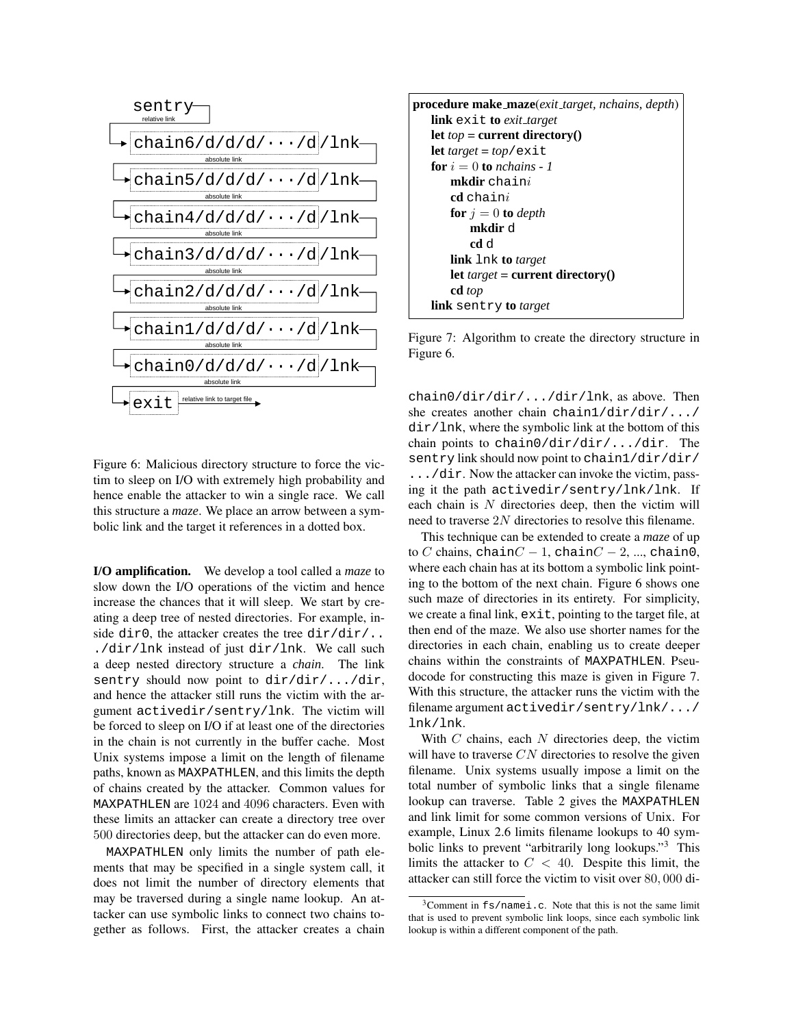```
sentry
  (relative link)
→ chain6/d/d/d/···/d/lnk
  (absolute link)
→ chain5/d/d/d/···/d/lnk
  (absolute link)
→ chain4/d/d/d/···/d/lnk
  (absolute link)
→ chain3/d/d/d/···/d/lnk
  (absolute link)
→ chain2/d/d/d/···/d/lnk
  (absolute link)
→ chain1/d/d/d/···/d/lnk
  (absolute link)
→ chain0/d/d/d/···/d/lnk
  (absolute link)
→ exit  (relative link to target file) →
```

Figure 6: Malicious directory structure to force the victim to sleep on I/O with extremely high probability and hence enable the attacker to win a single race. We call this structure a *maze*. We place an arrow between a symbolic link and the target it references in a dotted box.

**I/O amplification.** We develop a tool called a *maze* to slow down the I/O operations of the victim and hence increase the chances that it will sleep. We start by creating a deep tree of nested directories. For example, inside `dir0`, the attacker creates the tree `dir/dir/.../dir/lnk` instead of just `dir/lnk`. We call such a deep nested directory structure a *chain*. The link `sentry` should now point to `dir/dir/.../dir`, and hence the attacker still runs the victim with the argument `activedir/sentry/lnk`. The victim will be forced to sleep on I/O if at least one of the directories in the chain is not currently in the buffer cache. Most Unix systems impose a limit on the length of filename paths, known as `MAXPATHLEN`, and this limits the depth of chains created by the attacker. Common values for `MAXPATHLEN` are $1024$ and $4096$ characters. Even with these limits an attacker can create a directory tree over $500$ directories deep, but the attacker can do even more.

`MAXPATHLEN` only limits the number of path elements that may be specified in a single system call, it does not limit the number of directory elements that may be traversed during a single name lookup. An attacker can use symbolic links to connect two chains together as follows. First, the attacker creates a chain `chain0/dir/dir/.../dir/lnk`, as above. Then she creates another chain `chain1/dir/dir/.../dir/lnk`, where the symbolic link at the bottom of this chain points to `chain0/dir/dir/.../dir`. The `sentry` link should now point to `chain1/dir/dir/.../dir`. Now the attacker can invoke the victim, passing it the path `activedir/sentry/lnk/lnk`. If each chain is $N$ directories deep, then the victim will need to traverse $2N$ directories to resolve this filename.

This technique can be extended to create a *maze* of up to $C$ chains, `chain`$C-1$, `chain`$C-2$, ..., `chain0`, where each chain has at its bottom a symbolic link pointing to the bottom of the next chain. Figure 6 shows one such maze of directories in its entirety. For simplicity, we create a final link, `exit`, pointing to the target file, at then end of the maze. We also use shorter names for the directories in each chain, enabling us to create deeper chains within the constraints of `MAXPATHLEN`. Pseudocode for constructing this maze is given in Figure 7. With this structure, the attacker runs the victim with the filename argument `activedir/sentry/lnk/.../lnk/lnk`.

With $C$ chains, each $N$ directories deep, the victim will have to traverse $CN$ directories to resolve the given filename. Unix systems usually impose a limit on the total number of symbolic links that a single filename lookup can traverse. Table 2 gives the `MAXPATHLEN` and link limit for some common versions of Unix. For example, Linux 2.6 limits filename lookups to 40 symbolic links to prevent "arbitrarily long lookups."[3] This limits the attacker to $C < 40$. Despite this limit, the attacker can still force the victim to visit over $80,000$ di-

```
procedure make_maze(exit_target, nchains, depth)
    link exit to exit_target
    let top = current directory()
    let target = top/exit
    for i = 0 to nchains - 1
        mkdir chaini
        cd chaini
        for j = 0 to depth
            mkdir d
            cd d
        link lnk to target
        let target = current directory()
        cd top
    link sentry to target
```

Figure 7: Algorithm to create the directory structure in Figure 6.

[3] Comment in `fs/namei.c`. Note that this is not the same limit that is used to prevent symbolic link loops, since each symbolic link lookup is within a different component of the path.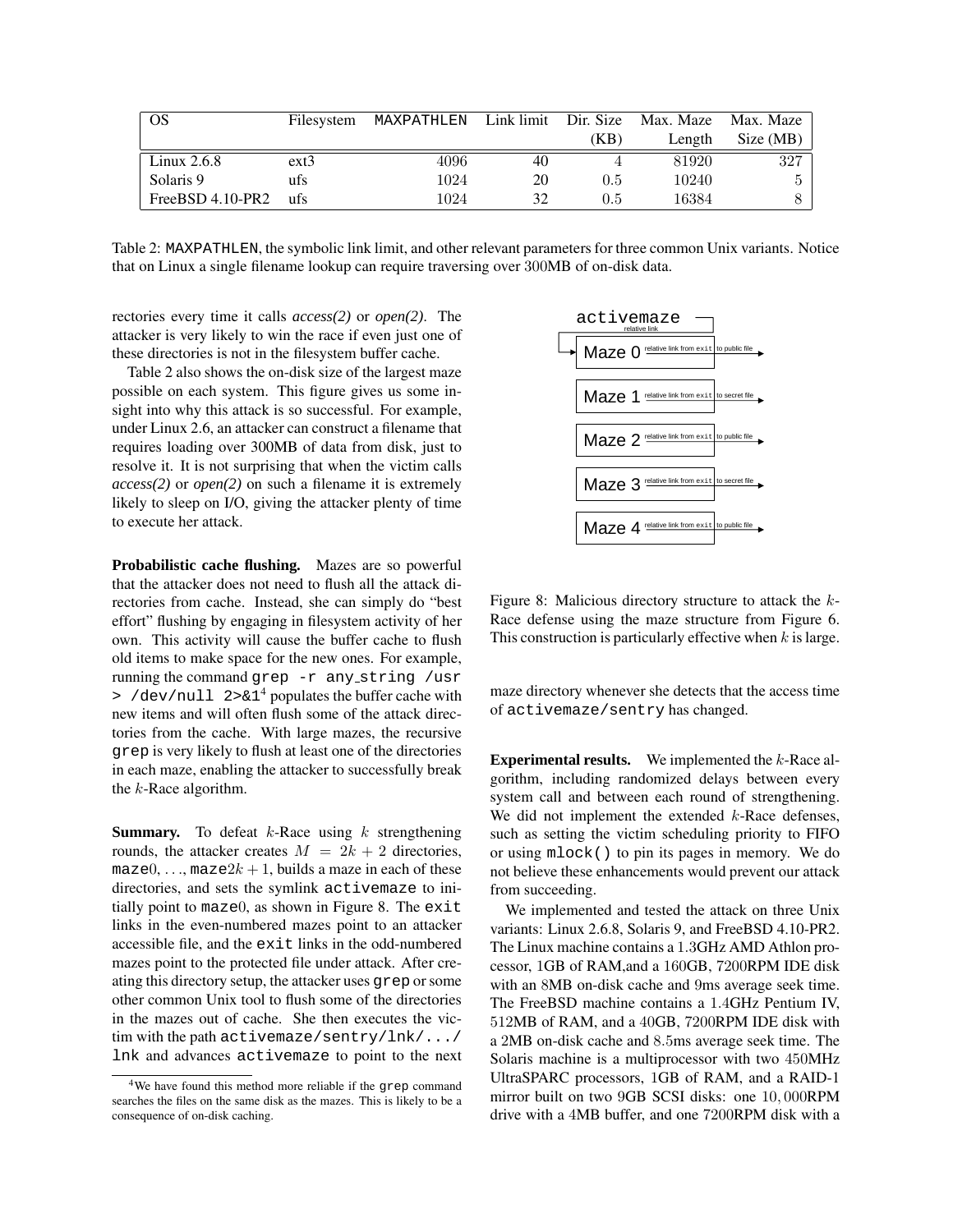| OS | Filesystem | MAXPATHLEN | Link limit | Dir. Size (KB) | Max. Maze Length | Max. Maze Size (MB) |
|---|---|---|---|---|---|---|
| Linux 2.6.8 | ext3 | 4096 | 40 | 4 | 81920 | 327 |
| Solaris 9 | ufs | 1024 | 20 | 0.5 | 10240 | 5 |
| FreeBSD 4.10-PR2 | ufs | 1024 | 32 | 0.5 | 16384 | 8 |

Table 2: MAXPATHLEN, the symbolic link limit, and other relevant parameters for three common Unix variants. Notice that on Linux a single filename lookup can require traversing over 300MB of on-disk data.

rectories every time it calls *access(2)* or *open(2)*. The attacker is very likely to win the race if even just one of these directories is not in the filesystem buffer cache.

Table 2 also shows the on-disk size of the largest maze possible on each system. This figure gives us some insight into why this attack is so successful. For example, under Linux 2.6, an attacker can construct a filename that requires loading over 300MB of data from disk, just to resolve it. It is not surprising that when the victim calls *access(2)* or *open(2)* on such a filename it is extremely likely to sleep on I/O, giving the attacker plenty of time to execute her attack.

**Probabilistic cache flushing.** Mazes are so powerful that the attacker does not need to flush all the attack directories from cache. Instead, she can simply do "best effort" flushing by engaging in filesystem activity of her own. This activity will cause the buffer cache to flush old items to make space for the new ones. For example, running the command `grep -r any_string /usr > /dev/null 2>&1`[4] populates the buffer cache with new items and will often flush some of the attack directories from the cache. With large mazes, the recursive `grep` is very likely to flush at least one of the directories in each maze, enabling the attacker to successfully break the $k$-Race algorithm.

**Summary.** To defeat $k$-Race using $k$ strengthening rounds, the attacker creates $M = 2k + 2$ directories, maze0, …, maze$2k+1$, builds a maze in each of these directories, and sets the symlink `activemaze` to initially point to maze0, as shown in Figure 8. The `exit` links in the even-numbered mazes point to an attacker accessible file, and the `exit` links in the odd-numbered mazes point to the protected file under attack. After creating this directory setup, the attacker uses `grep` or some other common Unix tool to flush some of the directories in the mazes out of cache. She then executes the victim with the path `activemaze/sentry/lnk/.../lnk` and advances `activemaze` to point to the next maze directory whenever she detects that the access time of `activemaze/sentry` has changed.

[4] We have found this method more reliable if the `grep` command searches the files on the same disk as the mazes. This is likely to be a consequence of on-disk caching.

activemaze — relative link → Maze 0: relative link from exit to public file; Maze 1: relative link from exit to secret file; Maze 2: relative link from exit to public file; Maze 3: relative link from exit to secret file; Maze 4: relative link from exit to public file

Figure 8: Malicious directory structure to attack the $k$-Race defense using the maze structure from Figure 6. This construction is particularly effective when $k$ is large.

**Experimental results.** We implemented the $k$-Race algorithm, including randomized delays between every system call and between each round of strengthening. We did not implement the extended $k$-Race defenses, such as setting the victim scheduling priority to FIFO or using `mlock()` to pin its pages in memory. We do not believe these enhancements would prevent our attack from succeeding.

We implemented and tested the attack on three Unix variants: Linux 2.6.8, Solaris 9, and FreeBSD 4.10-PR2. The Linux machine contains a 1.3GHz AMD Athlon processor, 1GB of RAM,and a 160GB, 7200RPM IDE disk with an 8MB on-disk cache and 9ms average seek time. The FreeBSD machine contains a 1.4GHz Pentium IV, 512MB of RAM, and a 40GB, 7200RPM IDE disk with a 2MB on-disk cache and 8.5ms average seek time. The Solaris machine is a multiprocessor with two 450MHz UltraSPARC processors, 1GB of RAM, and a RAID-1 mirror built on two 9GB SCSI disks: one 10,000RPM drive with a 4MB buffer, and one 7200RPM disk with a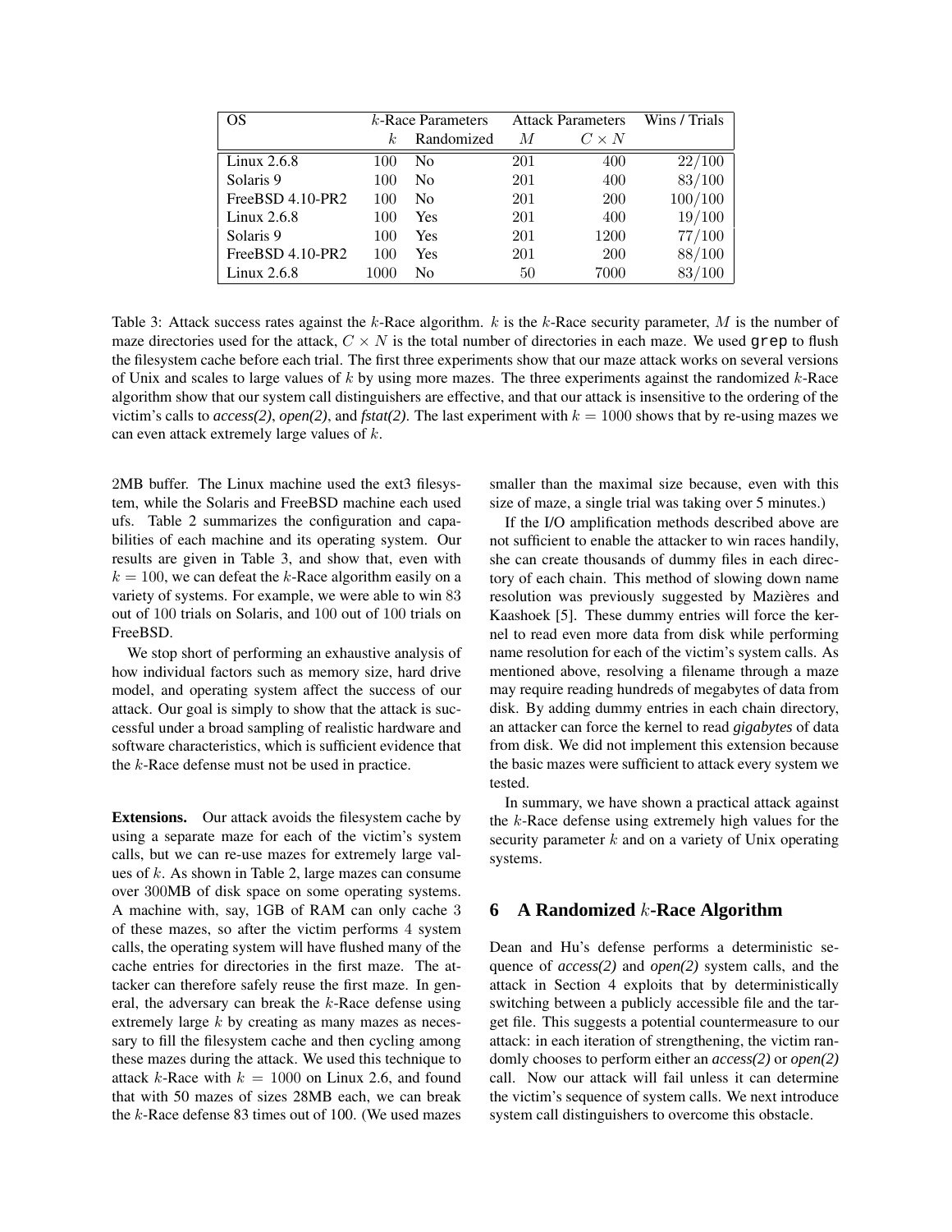| OS | $k$-Race Parameters | | Attack Parameters | | Wins / Trials |
|---|---|---|---|---|---|
| | $k$ | Randomized | $M$ | $C \times N$ | |
| Linux 2.6.8 | 100 | No | 201 | 400 | $22/100$ |
| Solaris 9 | 100 | No | 201 | 400 | $83/100$ |
| FreeBSD 4.10-PR2 | 100 | No | 201 | 200 | $100/100$ |
| Linux 2.6.8 | 100 | Yes | 201 | 400 | $19/100$ |
| Solaris 9 | 100 | Yes | 201 | 1200 | $77/100$ |
| FreeBSD 4.10-PR2 | 100 | Yes | 201 | 200 | $88/100$ |
| Linux 2.6.8 | 1000 | No | 50 | 7000 | $83/100$ |

Table 3: Attack success rates against the $k$-Race algorithm. $k$ is the $k$-Race security parameter, $M$ is the number of maze directories used for the attack, $C \times N$ is the total number of directories in each maze. We used grep to flush the filesystem cache before each trial. The first three experiments show that our maze attack works on several versions of Unix and scales to large values of $k$ by using more mazes. The three experiments against the randomized $k$-Race algorithm show that our system call distinguishers are effective, and that our attack is insensitive to the ordering of the victim's calls to *access(2)*, *open(2)*, and *fstat(2)*. The last experiment with $k = 1000$ shows that by re-using mazes we can even attack extremely large values of $k$.

2MB buffer. The Linux machine used the ext3 filesystem, while the Solaris and FreeBSD machine each used ufs. Table 2 summarizes the configuration and capabilities of each machine and its operating system. Our results are given in Table 3, and show that, even with $k = 100$, we can defeat the $k$-Race algorithm easily on a variety of systems. For example, we were able to win 83 out of 100 trials on Solaris, and 100 out of 100 trials on FreeBSD.

We stop short of performing an exhaustive analysis of how individual factors such as memory size, hard drive model, and operating system affect the success of our attack. Our goal is simply to show that the attack is successful under a broad sampling of realistic hardware and software characteristics, which is sufficient evidence that the $k$-Race defense must not be used in practice.

**Extensions.** Our attack avoids the filesystem cache by using a separate maze for each of the victim's system calls, but we can re-use mazes for extremely large values of $k$. As shown in Table 2, large mazes can consume over 300MB of disk space on some operating systems. A machine with, say, 1GB of RAM can only cache 3 of these mazes, so after the victim performs 4 system calls, the operating system will have flushed many of the cache entries for directories in the first maze. The attacker can therefore safely reuse the first maze. In general, the adversary can break the $k$-Race defense using extremely large $k$ by creating as many mazes as necessary to fill the filesystem cache and then cycling among these mazes during the attack. We used this technique to attack $k$-Race with $k = 1000$ on Linux 2.6, and found that with 50 mazes of sizes 28MB each, we can break the $k$-Race defense 83 times out of 100. (We used mazes smaller than the maximal size because, even with this size of maze, a single trial was taking over 5 minutes.)

If the I/O amplification methods described above are not sufficient to enable the attacker to win races handily, she can create thousands of dummy files in each directory of each chain. This method of slowing down name resolution was previously suggested by Mazières and Kaashoek [5]. These dummy entries will force the kernel to read even more data from disk while performing name resolution for each of the victim's system calls. As mentioned above, resolving a filename through a maze may require reading hundreds of megabytes of data from disk. By adding dummy entries in each chain directory, an attacker can force the kernel to read *gigabytes* of data from disk. We did not implement this extension because the basic mazes were sufficient to attack every system we tested.

In summary, we have shown a practical attack against the $k$-Race defense using extremely high values for the security parameter $k$ and on a variety of Unix operating systems.

## 6 A Randomized $k$-Race Algorithm

Dean and Hu's defense performs a deterministic sequence of *access(2)* and *open(2)* system calls, and the attack in Section 4 exploits that by deterministically switching between a publicly accessible file and the target file. This suggests a potential countermeasure to our attack: in each iteration of strengthening, the victim randomly chooses to perform either an *access(2)* or *open(2)* call. Now our attack will fail unless it can determine the victim's sequence of system calls. We next introduce system call distinguishers to overcome this obstacle.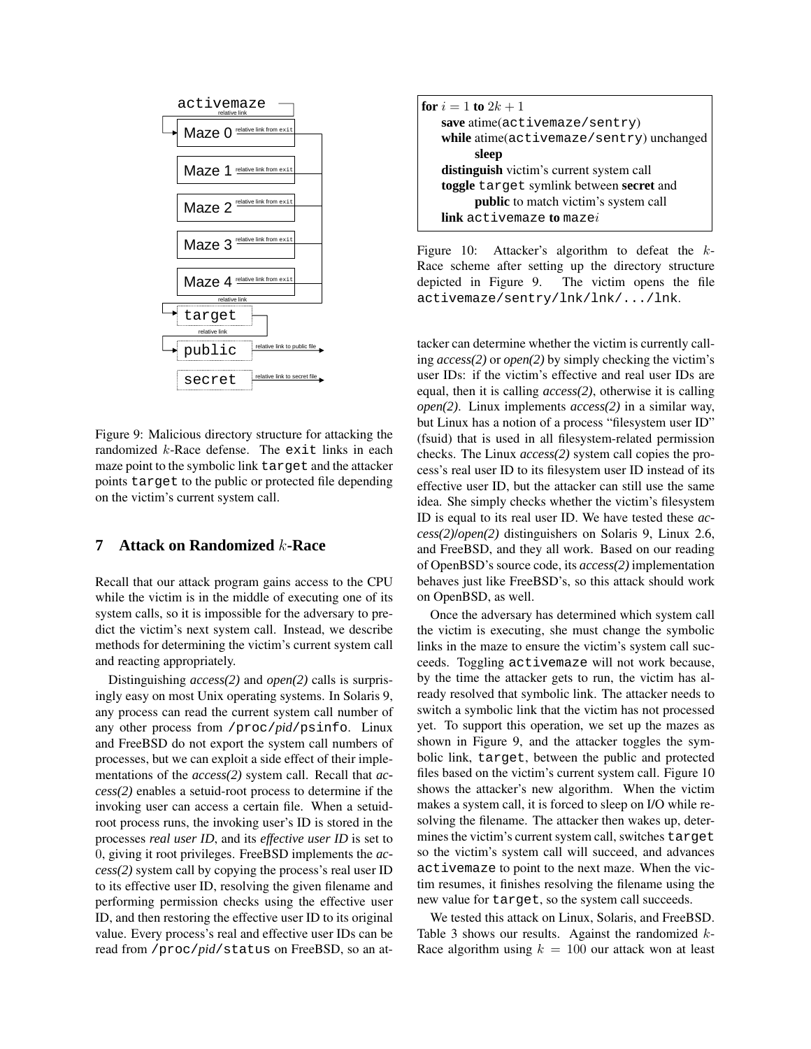Figure 9: Malicious directory structure for attacking the randomized $k$-Race defense. The `exit` links in each maze point to the symbolic link `target` and the attacker points `target` to the public or protected file depending on the victim's current system call.

## 7 Attack on Randomized $k$-Race

Recall that our attack program gains access to the CPU while the victim is in the middle of executing one of its system calls, so it is impossible for the adversary to predict the victim's next system call. Instead, we describe methods for determining the victim's current system call and reacting appropriately.

Distinguishing *access(2)* and *open(2)* calls is surprisingly easy on most Unix operating systems. In Solaris 9, any process can read the current system call number of any other process from `/proc/pid/psinfo`. Linux and FreeBSD do not export the system call numbers of processes, but we can exploit a side effect of their implementations of the *access(2)* system call. Recall that *access(2)* enables a setuid-root process to determine if the invoking user can access a certain file. When a setuid-root process runs, the invoking user's ID is stored in the processes *real user ID*, and its *effective user ID* is set to 0, giving it root privileges. FreeBSD implements the *access(2)* system call by copying the process's real user ID to its effective user ID, resolving the given filename and performing permission checks using the effective user ID, and then restoring the effective user ID to its original value. Every process's real and effective user IDs can be read from `/proc/pid/status` on FreeBSD, so an attacker can determine whether the victim is currently calling *access(2)* or *open(2)* by simply checking the victim's user IDs: if the victim's effective and real user IDs are equal, then it is calling *access(2)*, otherwise it is calling *open(2)*. Linux implements *access(2)* in a similar way, but Linux has a notion of a process "filesystem user ID" (fsuid) that is used in all filesystem-related permission checks. The Linux *access(2)* system call copies the process's real user ID to its filesystem user ID instead of its effective user ID, but the attacker can still use the same idea. She simply checks whether the victim's filesystem ID is equal to its real user ID. We have tested these *access(2)*/*open(2)* distinguishers on Solaris 9, Linux 2.6, and FreeBSD, and they all work. Based on our reading of OpenBSD's source code, its *access(2)* implementation behaves just like FreeBSD's, so this attack should work on OpenBSD, as well.

```
for i = 1 to 2k + 1
    save atime(activemaze/sentry)
    while atime(activemaze/sentry) unchanged
        sleep
    distinguish victim's current system call
    toggle target symlink between secret and
        public to match victim's system call
    link activemaze to maze_i
```

Figure 10: Attacker's algorithm to defeat the $k$-Race scheme after setting up the directory structure depicted in Figure 9. The victim opens the file `activemaze/sentry/lnk/lnk/.../lnk`.

Once the adversary has determined which system call the victim is executing, she must change the symbolic links in the maze to ensure the victim's system call succeeds. Toggling `activemaze` will not work because, by the time the attacker gets to run, the victim has already resolved that symbolic link. The attacker needs to switch a symbolic link that the victim has not processed yet. To support this operation, we set up the mazes as shown in Figure 9, and the attacker toggles the symbolic link, `target`, between the public and protected files based on the victim's current system call. Figure 10 shows the attacker's new algorithm. When the victim makes a system call, it is forced to sleep on I/O while resolving the filename. The attacker then wakes up, determines the victim's current system call, switches `target` so the victim's system call will succeed, and advances `activemaze` to point to the next maze. When the victim resumes, it finishes resolving the filename using the new value for `target`, so the system call succeeds.

We tested this attack on Linux, Solaris, and FreeBSD. Table 3 shows our results. Against the randomized $k$-Race algorithm using $k = 100$ our attack won at least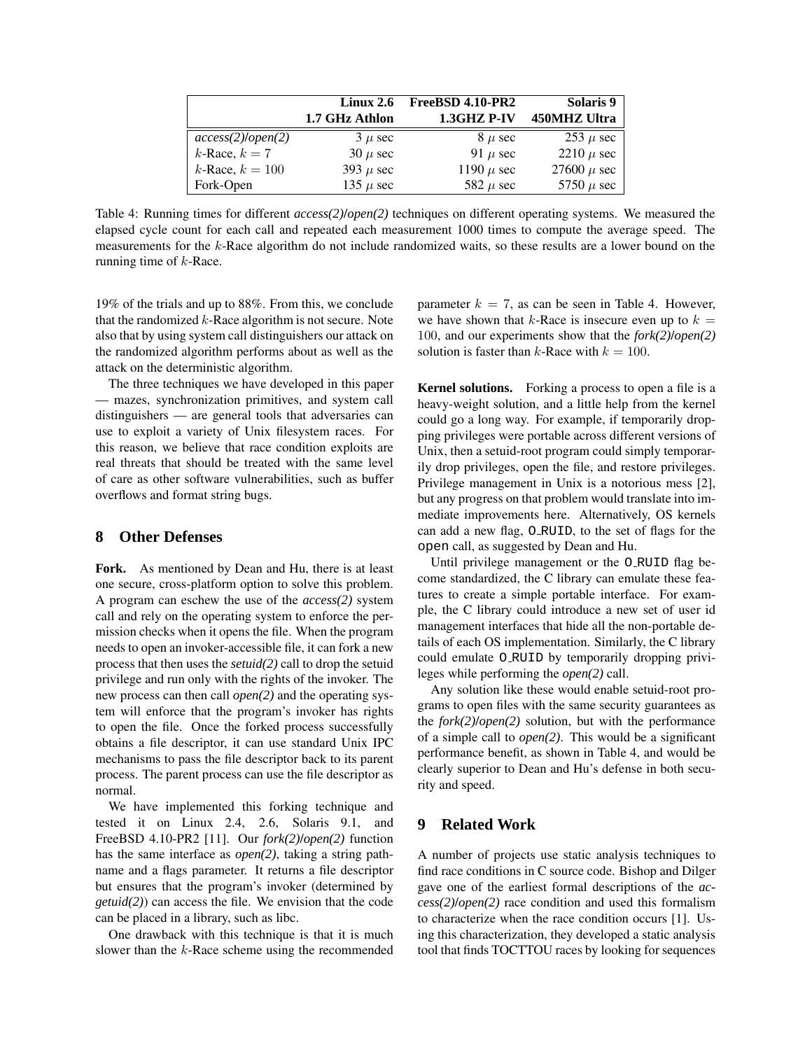| | Linux 2.6 1.7 GHz Athlon | FreeBSD 4.10-PR2 1.3GHZ P-IV | Solaris 9 450MHZ Ultra |
|---|---|---|---|
| *access(2)/open(2)* | 3 $\mu$ sec | 8 $\mu$ sec | 253 $\mu$ sec |
| $k$-Race, $k = 7$ | 30 $\mu$ sec | 91 $\mu$ sec | 2210 $\mu$ sec |
| $k$-Race, $k = 100$ | 393 $\mu$ sec | 1190 $\mu$ sec | 27600 $\mu$ sec |
| Fork-Open | 135 $\mu$ sec | 582 $\mu$ sec | 5750 $\mu$ sec |

Table 4: Running times for different *access(2)/open(2)* techniques on different operating systems. We measured the elapsed cycle count for each call and repeated each measurement 1000 times to compute the average speed. The measurements for the $k$-Race algorithm do not include randomized waits, so these results are a lower bound on the running time of $k$-Race.

19% of the trials and up to 88%. From this, we conclude that the randomized $k$-Race algorithm is not secure. Note also that by using system call distinguishers our attack on the randomized algorithm performs about as well as the attack on the deterministic algorithm.

The three techniques we have developed in this paper — mazes, synchronization primitives, and system call distinguishers — are general tools that adversaries can use to exploit a variety of Unix filesystem races. For this reason, we believe that race condition exploits are real threats that should be treated with the same level of care as other software vulnerabilities, such as buffer overflows and format string bugs.

## 8 Other Defenses

**Fork.** As mentioned by Dean and Hu, there is at least one secure, cross-platform option to solve this problem. A program can eschew the use of the *access(2)* system call and rely on the operating system to enforce the permission checks when it opens the file. When the program needs to open an invoker-accessible file, it can fork a new process that then uses the *setuid(2)* call to drop the setuid privilege and run only with the rights of the invoker. The new process can then call *open(2)* and the operating system will enforce that the program's invoker has rights to open the file. Once the forked process successfully obtains a file descriptor, it can use standard Unix IPC mechanisms to pass the file descriptor back to its parent process. The parent process can use the file descriptor as normal.

We have implemented this forking technique and tested it on Linux 2.4, 2.6, Solaris 9.1, and FreeBSD 4.10-PR2 [11]. Our *fork(2)/open(2)* function has the same interface as *open(2)*, taking a string pathname and a flags parameter. It returns a file descriptor but ensures that the program's invoker (determined by *getuid(2)*) can access the file. We envision that the code can be placed in a library, such as libc.

One drawback with this technique is that it is much slower than the $k$-Race scheme using the recommended parameter $k = 7$, as can be seen in Table 4. However, we have shown that $k$-Race is insecure even up to $k = 100$, and our experiments show that the *fork(2)/open(2)* solution is faster than $k$-Race with $k = 100$.

**Kernel solutions.** Forking a process to open a file is a heavy-weight solution, and a little help from the kernel could go a long way. For example, if temporarily dropping privileges were portable across different versions of Unix, then a setuid-root program could simply temporarily drop privileges, open the file, and restore privileges. Privilege management in Unix is a notorious mess [2], but any progress on that problem would translate into immediate improvements here. Alternatively, OS kernels can add a new flag, `O_RUID`, to the set of flags for the `open` call, as suggested by Dean and Hu.

Until privilege management or the `O_RUID` flag become standardized, the C library can emulate these features to create a simple portable interface. For example, the C library could introduce a new set of user id management interfaces that hide all the non-portable details of each OS implementation. Similarly, the C library could emulate `O_RUID` by temporarily dropping privileges while performing the *open(2)* call.

Any solution like these would enable setuid-root programs to open files with the same security guarantees as the *fork(2)/open(2)* solution, but with the performance of a simple call to *open(2)*. This would be a significant performance benefit, as shown in Table 4, and would be clearly superior to Dean and Hu's defense in both security and speed.

## 9 Related Work

A number of projects use static analysis techniques to find race conditions in C source code. Bishop and Dilger gave one of the earliest formal descriptions of the *access(2)/open(2)* race condition and used this formalism to characterize when the race condition occurs [1]. Using this characterization, they developed a static analysis tool that finds TOCTTOU races by looking for sequences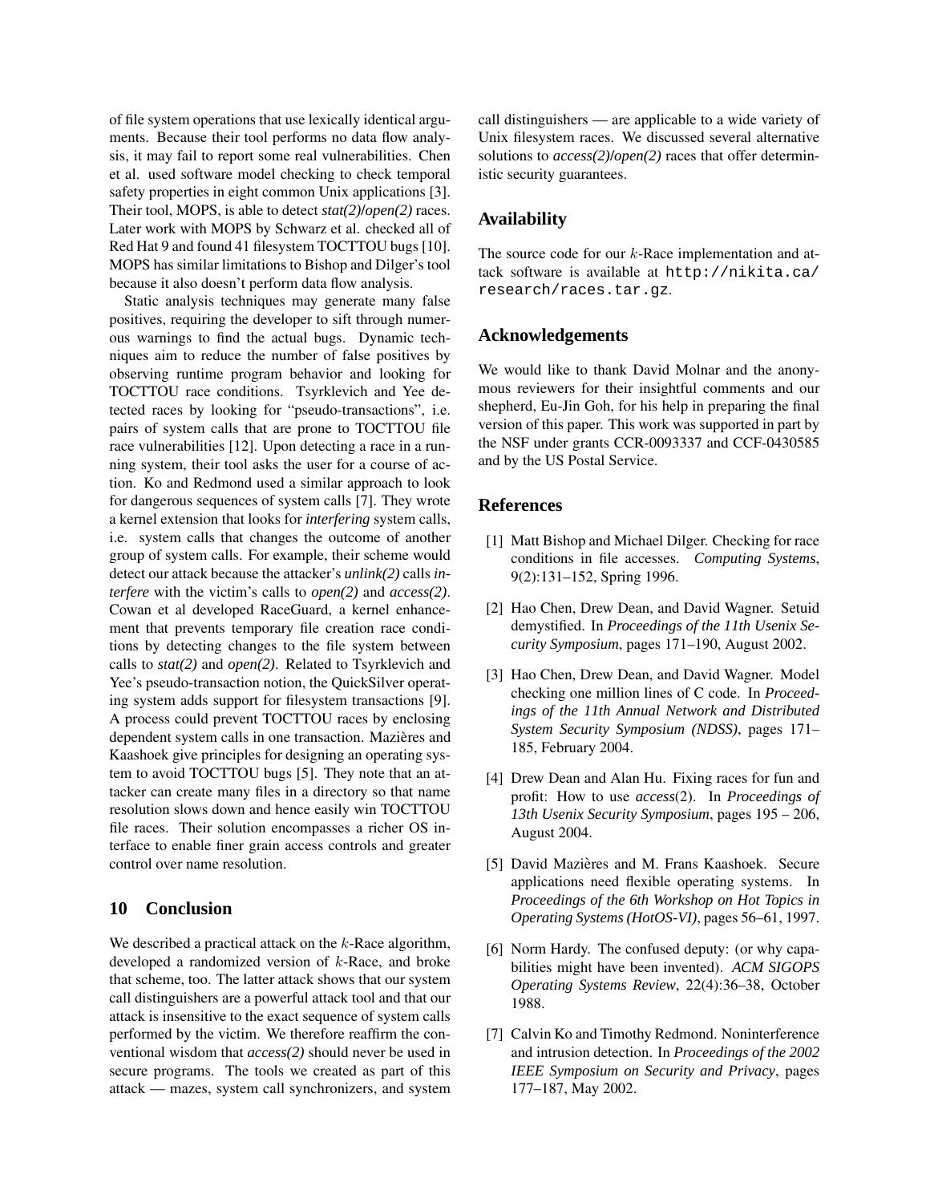of file system operations that use lexically identical arguments. Because their tool performs no data flow analysis, it may fail to report some real vulnerabilities. Chen et al. used software model checking to check temporal safety properties in eight common Unix applications [3]. Their tool, MOPS, is able to detect *stat(2)*/*open(2)* races. Later work with MOPS by Schwarz et al. checked all of Red Hat 9 and found 41 filesystem TOCTTOU bugs [10]. MOPS has similar limitations to Bishop and Dilger's tool because it also doesn't perform data flow analysis.

Static analysis techniques may generate many false positives, requiring the developer to sift through numerous warnings to find the actual bugs. Dynamic techniques aim to reduce the number of false positives by observing runtime program behavior and looking for TOCTTOU race conditions. Tsyrklevich and Yee detected races by looking for "pseudo-transactions", i.e. pairs of system calls that are prone to TOCTTOU file race vulnerabilities [12]. Upon detecting a race in a running system, their tool asks the user for a course of action. Ko and Redmond used a similar approach to look for dangerous sequences of system calls [7]. They wrote a kernel extension that looks for *interfering* system calls, i.e. system calls that changes the outcome of another group of system calls. For example, their scheme would detect our attack because the attacker's *unlink(2)* calls *interfere* with the victim's calls to *open(2)* and *access(2)*. Cowan et al developed RaceGuard, a kernel enhancement that prevents temporary file creation race conditions by detecting changes to the file system between calls to *stat(2)* and *open(2)*. Related to Tsyrklevich and Yee's pseudo-transaction notion, the QuickSilver operating system adds support for filesystem transactions [9]. A process could prevent TOCTTOU races by enclosing dependent system calls in one transaction. Mazières and Kaashoek give principles for designing an operating system to avoid TOCTTOU bugs [5]. They note that an attacker can create many files in a directory so that name resolution slows down and hence easily win TOCTTOU file races. Their solution encompasses a richer OS interface to enable finer grain access controls and greater control over name resolution.

## 10 Conclusion

We described a practical attack on the $k$-Race algorithm, developed a randomized version of $k$-Race, and broke that scheme, too. The latter attack shows that our system call distinguishers are a powerful attack tool and that our attack is insensitive to the exact sequence of system calls performed by the victim. We therefore reaffirm the conventional wisdom that *access(2)* should never be used in secure programs. The tools we created as part of this attack — mazes, system call synchronizers, and system call distinguishers — are applicable to a wide variety of Unix filesystem races. We discussed several alternative solutions to *access(2)*/*open(2)* races that offer deterministic security guarantees.

## Availability

The source code for our $k$-Race implementation and attack software is available at `http://nikita.ca/research/races.tar.gz`.

## Acknowledgements

We would like to thank David Molnar and the anonymous reviewers for their insightful comments and our shepherd, Eu-Jin Goh, for his help in preparing the final version of this paper. This work was supported in part by the NSF under grants CCR-0093337 and CCF-0430585 and by the US Postal Service.

## References

[1] Matt Bishop and Michael Dilger. Checking for race conditions in file accesses. *Computing Systems*, 9(2):131–152, Spring 1996.

[2] Hao Chen, Drew Dean, and David Wagner. Setuid demystified. In *Proceedings of the 11th Usenix Security Symposium*, pages 171–190, August 2002.

[3] Hao Chen, Drew Dean, and David Wagner. Model checking one million lines of C code. In *Proceedings of the 11th Annual Network and Distributed System Security Symposium (NDSS)*, pages 171–185, February 2004.

[4] Drew Dean and Alan Hu. Fixing races for fun and profit: How to use *access*(2). In *Proceedings of 13th Usenix Security Symposium*, pages 195 – 206, August 2004.

[5] David Mazières and M. Frans Kaashoek. Secure applications need flexible operating systems. In *Proceedings of the 6th Workshop on Hot Topics in Operating Systems (HotOS-VI)*, pages 56–61, 1997.

[6] Norm Hardy. The confused deputy: (or why capabilities might have been invented). *ACM SIGOPS Operating Systems Review*, 22(4):36–38, October 1988.

[7] Calvin Ko and Timothy Redmond. Noninterference and intrusion detection. In *Proceedings of the 2002 IEEE Symposium on Security and Privacy*, pages 177–187, May 2002.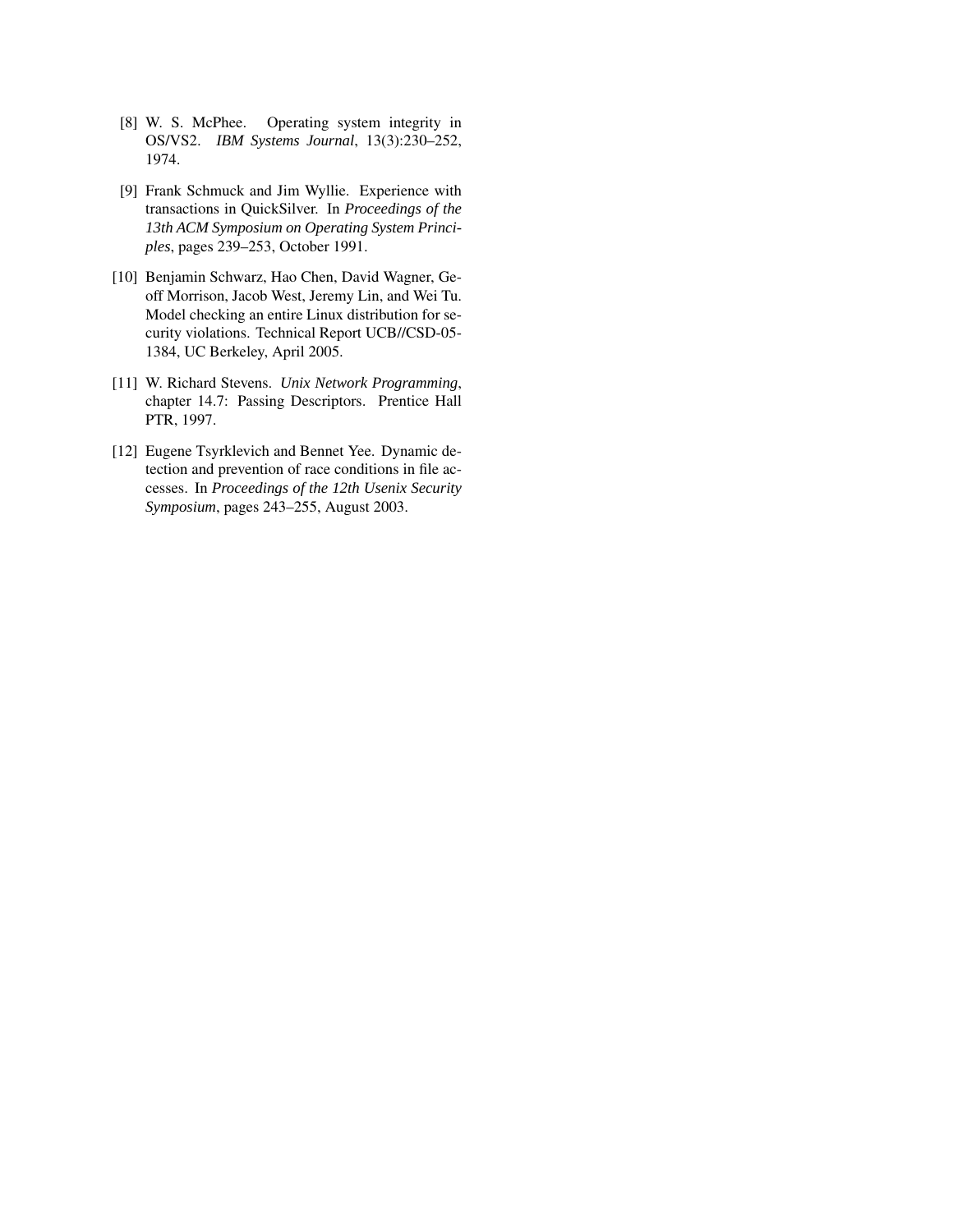[8] W. S. McPhee. Operating system integrity in OS/VS2. *IBM Systems Journal*, 13(3):230–252, 1974.

[9] Frank Schmuck and Jim Wyllie. Experience with transactions in QuickSilver. In *Proceedings of the 13th ACM Symposium on Operating System Principles*, pages 239–253, October 1991.

[10] Benjamin Schwarz, Hao Chen, David Wagner, Geoff Morrison, Jacob West, Jeremy Lin, and Wei Tu. Model checking an entire Linux distribution for security violations. Technical Report UCB//CSD-05-1384, UC Berkeley, April 2005.

[11] W. Richard Stevens. *Unix Network Programming*, chapter 14.7: Passing Descriptors. Prentice Hall PTR, 1997.

[12] Eugene Tsyrklevich and Bennet Yee. Dynamic detection and prevention of race conditions in file accesses. In *Proceedings of the 12th Usenix Security Symposium*, pages 243–255, August 2003.